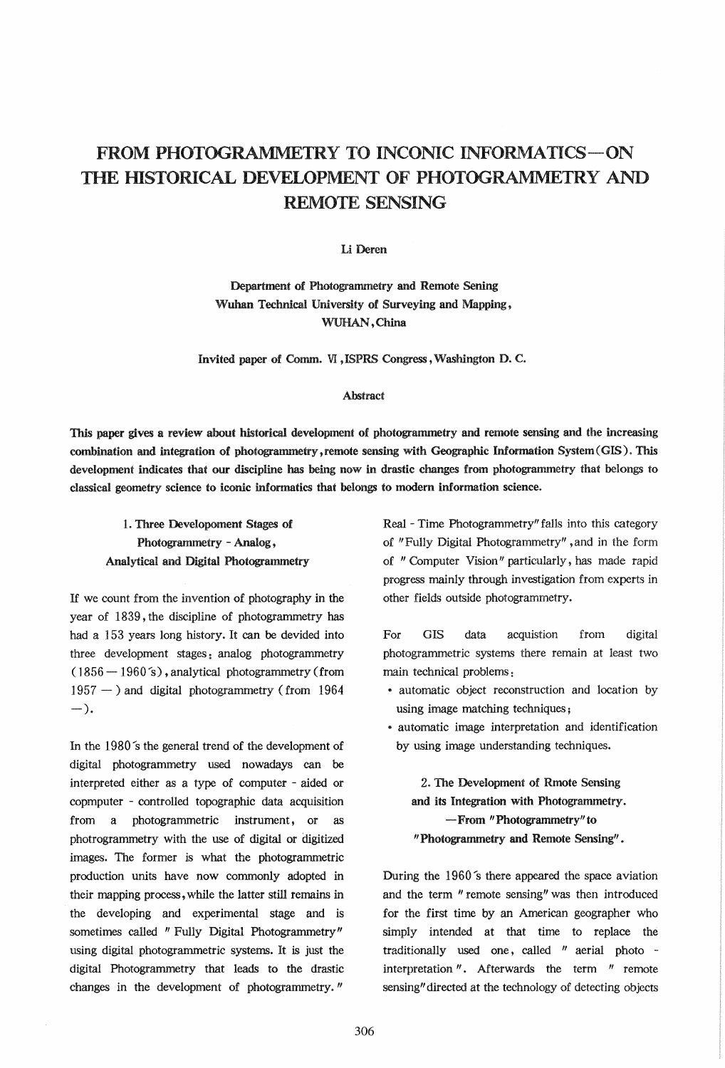# FROM PHOTOGRAMMETRY TO INCONIC INFORMATICS—ON THE HISTORICAL DEVELOPMENT OF PHOTOGRAMMETRY AND REMOTE SENSING

Li Deren

Department of Photogrammetry and Remote Sening
Wuhan Technical University of Surveying and Mapping,
WUHAN, China

Invited paper of Comm. VI, ISPRS Congress, Washington D. C.

## Abstract

**This paper gives a review about historical development of photogrammetry and remote sensing and the increasing combination and integration of photogrammetry, remote sensing with Geographic Information System (GIS). This development indicates that our discipline has being now in drastic changes from photogrammetry that belongs to classical geometry science to iconic informatics that belongs to modern information science.**

## 1. Three Developoment Stages of Photogrammetry - Analog, Analytical and Digital Photogrammetry

If we count from the invention of photography in the year of 1839, the discipline of photogrammetry has had a 153 years long history. It can be devided into three development stages: analog photogrammetry (1856 — 1960's), analytical photogrammetry (from 1957 — ) and digital photogrammetry (from 1964 —).

In the 1980's the general trend of the development of digital photogrammetry used nowadays can be interpreted either as a type of computer - aided or copmputer - controlled topographic data acquisition from a photogrammetric instrument, or as photrogrammetry with the use of digital or digitized images. The former is what the photogrammetric production units have now commonly adopted in their mapping process, while the latter still remains in the developing and experimental stage and is sometimes called "Fully Digital Photogrammetry" using digital photogrammetric systems. It is just the digital Photogrammetry that leads to the drastic changes in the development of photogrammetry. "Real - Time Photogrammetry" falls into this category of "Fully Digital Photogrammetry", and in the form of "Computer Vision" particularly, has made rapid progress mainly through investigation from experts in other fields outside photogrammetry.

For GIS data acquistion from digital photogrammetric systems there remain at least two main technical problems:

- automatic object reconstruction and location by using image matching techniques;
- automatic image interpretation and identification by using image understanding techniques.

## 2. The Development of Rmote Sensing and its Integration with Photogrammetry. —From "Photogrammetry" to "Photogrammetry and Remote Sensing".

During the 1960's there appeared the space aviation and the term "remote sensing" was then introduced for the first time by an American geographer who simply intended at that time to replace the traditionally used one, called "aerial photo - interpretation". Afterwards the term "remote sensing" directed at the technology of detecting objects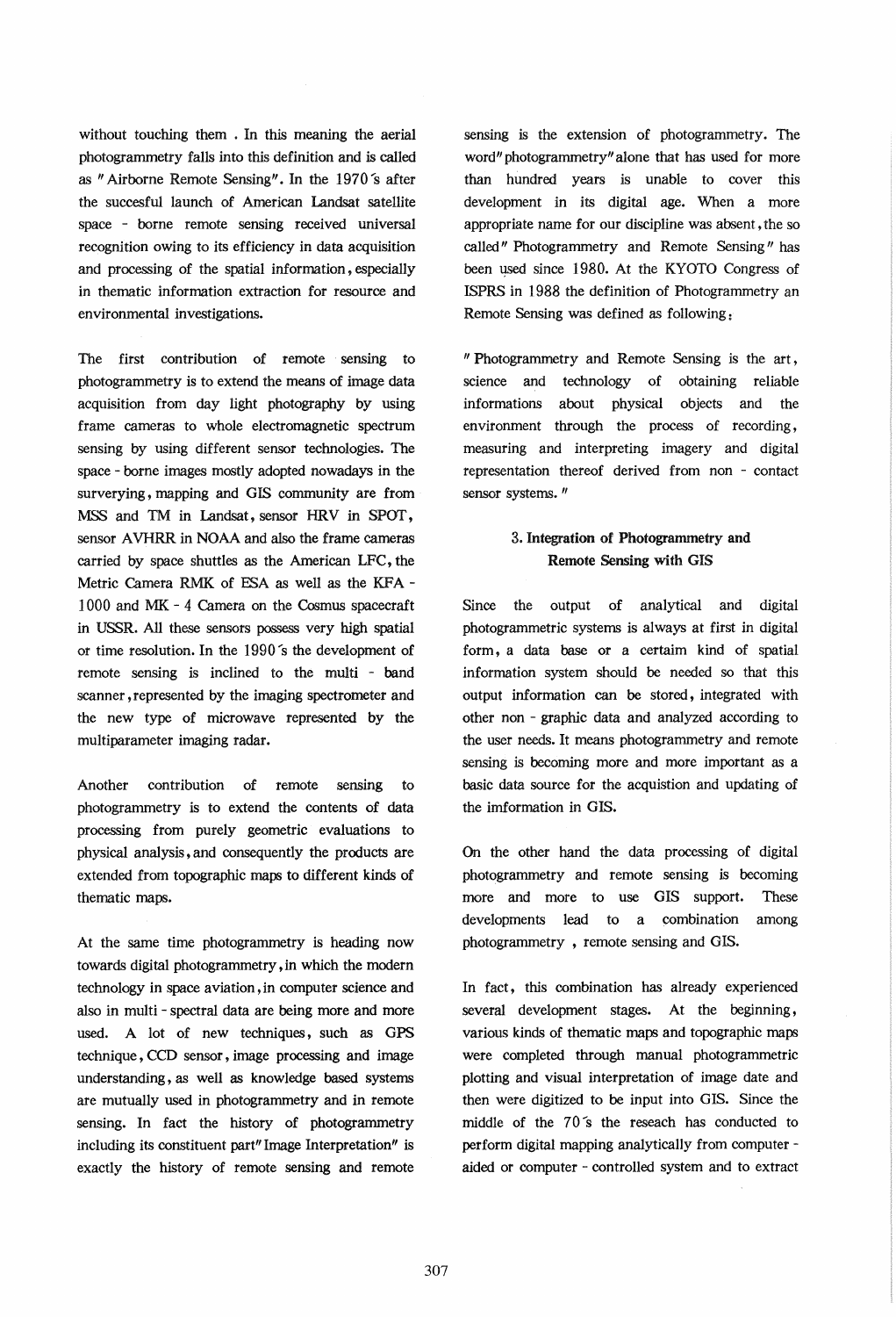without touching them . In this meaning the aerial photogrammetry falls into this definition and is called as "Airborne Remote Sensing". In the 1970's after the succesful launch of American Landsat satellite space - borne remote sensing received universal recognition owing to its efficiency in data acquisition and processing of the spatial information, especially in thematic information extraction for resource and environmental investigations.

The first contribution of remote sensing to photogrammetry is to extend the means of image data acquisition from day light photography by using frame cameras to whole electromagnetic spectrum sensing by using different sensor technologies. The space - borne images mostly adopted nowadays in the surverying, mapping and GIS community are from MSS and TM in Landsat, sensor HRV in SPOT, sensor AVHRR in NOAA and also the frame cameras carried by space shuttles as the American LFC, the Metric Camera RMK of ESA as well as the KFA - 1000 and MK - 4 Camera on the Cosmus spacecraft in USSR. All these sensors possess very high spatial or time resolution. In the 1990's the development of remote sensing is inclined to the multi - band scanner, represented by the imaging spectrometer and the new type of microwave represented by the multiparameter imaging radar.

Another contribution of remote sensing to photogrammetry is to extend the contents of data processing from purely geometric evaluations to physical analysis, and consequently the products are extended from topographic maps to different kinds of thematic maps.

At the same time photogrammetry is heading now towards digital photogrammetry, in which the modern technology in space aviation, in computer science and also in multi - spectral data are being more and more used. A lot of new techniques, such as GPS technique, CCD sensor, image processing and image understanding, as well as knowledge based systems are mutually used in photogrammetry and in remote sensing. In fact the history of photogrammetry including its constituent part "Image Interpretation" is exactly the history of remote sensing and remote sensing is the extension of photogrammetry. The word "photogrammetry" alone that has used for more than hundred years is unable to cover this development in its digital age. When a more appropriate name for our discipline was absent, the so called " Photogrammetry and Remote Sensing" has been used since 1980. At the KYOTO Congress of ISPRS in 1988 the definition of Photogrammetry an Remote Sensing was defined as following:

" Photogrammetry and Remote Sensing is the art, science and technology of obtaining reliable informations about physical objects and the environment through the process of recording, measuring and interpreting imagery and digital representation thereof derived from non - contact sensor systems. "

## 3. Integration of Photogrammetry and Remote Sensing with GIS

Since the output of analytical and digital photogrammetric systems is always at first in digital form, a data base or a certaim kind of spatial information system should be needed so that this output information can be stored, integrated with other non - graphic data and analyzed according to the user needs. It means photogrammetry and remote sensing is becoming more and more important as a basic data source for the acquistion and updating of the imformation in GIS.

On the other hand the data processing of digital photogrammetry and remote sensing is becoming more and more to use GIS support. These developments lead to a combination among photogrammetry , remote sensing and GIS.

In fact, this combination has already experienced several development stages. At the beginning, various kinds of thematic maps and topographic maps were completed through manual photogrammetric plotting and visual interpretation of image date and then were digitized to be input into GIS. Since the middle of the 70's the reseach has conducted to perform digital mapping analytically from computer - aided or computer - controlled system and to extract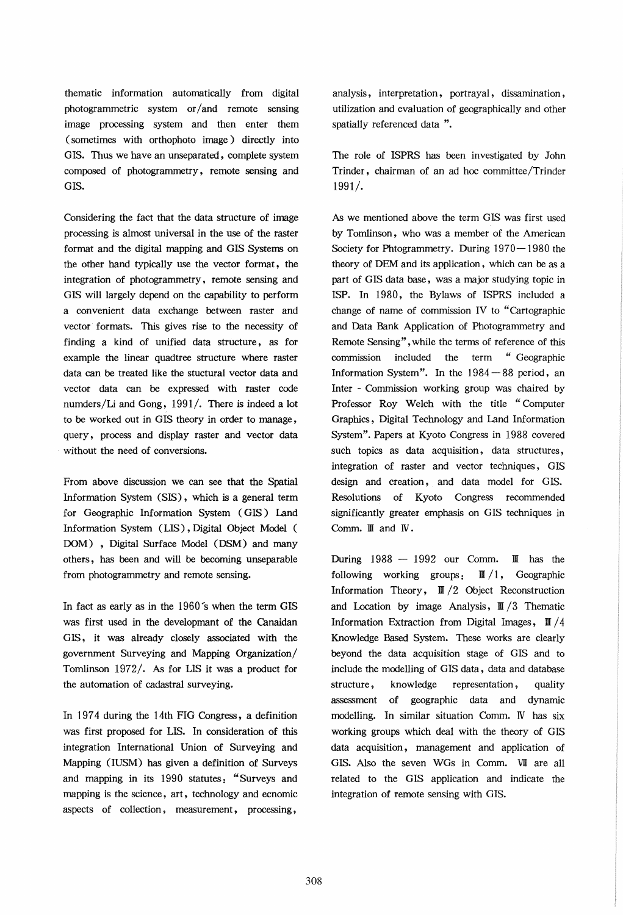thematic information automatically from digital photogrammetric system or/and remote sensing image processing system and then enter them (sometimes with orthophoto image) directly into GIS. Thus we have an unseparated, complete system composed of photogrammetry, remote sensing and GIS.

Considering the fact that the data structure of image processing is almost universal in the use of the raster format and the digital mapping and GIS Systems on the other hand typically use the vector format, the integration of photogrammetry, remote sensing and GIS will largely depend on the capability to perform a convenient data exchange between raster and vector formats. This gives rise to the necessity of finding a kind of unified data structure, as for example the linear quadtree structure where raster data can be treated like the stuctural vector data and vector data can be expressed with raster code numders/Li and Gong, 1991/. There is indeed a lot to be worked out in GIS theory in order to manage, query, process and display raster and vector data without the need of conversions.

From above discussion we can see that the Spatial Information System (SIS), which is a general term for Geographic Information System (GIS) Land Information System (LIS), Digital Object Model (DOM), Digital Surface Model (DSM) and many others, has been and will be becoming unseparable from photogrammetry and remote sensing.

In fact as early as in the 1960's when the term GIS was first used in the developmant of the Canaidan GIS, it was already closely associated with the government Surveying and Mapping Organization/ Tomlinson 1972/. As for LIS it was a product for the automation of cadastral surveying.

In 1974 during the 14th FIG Congress, a definition was first proposed for LIS. In consideration of this integration International Union of Surveying and Mapping (IUSM) has given a definition of Surveys and mapping in its 1990 statutes: "Surveys and mapping is the science, art, technology and ecnomic aspects of collection, measurement, processing, analysis, interpretation, portrayal, dissamination, utilization and evaluation of geographically and other spatially referenced data ".

The role of ISPRS has been investigated by John Trinder, chairman of an ad hoc committee/Trinder 1991/.

As we mentioned above the term GIS was first used by Tomlinson, who was a member of the American Society for Phtogrammetry. During 1970—1980 the theory of DEM and its application, which can be as a part of GIS data base, was a major studying topic in ISP. In 1980, the Bylaws of ISPRS included a change of name of commission IV to "Cartographic and Data Bank Application of Photogrammetry and Remote Sensing", while the terms of reference of this commission included the term " Geographic Information System". In the 1984—88 period, an Inter - Commission working group was chaired by Professor Roy Welch with the title "Computer Graphics, Digital Technology and Land Information System". Papers at Kyoto Congress in 1988 covered such topics as data acquisition, data structures, integration of raster and vector techniques, GIS design and creation, and data model for GIS. Resolutions of Kyoto Congress recommended significantly greater emphasis on GIS techniques in Comm. Ⅲ and Ⅳ.

During 1988 — 1992 our Comm. Ⅲ has the following working groups: Ⅲ/1, Geographic Information Theory, Ⅲ/2 Object Reconstruction and Location by image Analysis, Ⅲ/3 Thematic Information Extraction from Digital Images, Ⅲ/4 Knowledge Based System. These works are clearly beyond the data acquisition stage of GIS and to include the modelling of GIS data, data and database structure, knowledge representation, quality assessment of geographic data and dynamic modelling. In similar situation Comm. Ⅳ has six working groups which deal with the theory of GIS data acquisition, management and application of GIS. Also the seven WGs in Comm. Ⅶ are all related to the GIS application and indicate the integration of remote sensing with GIS.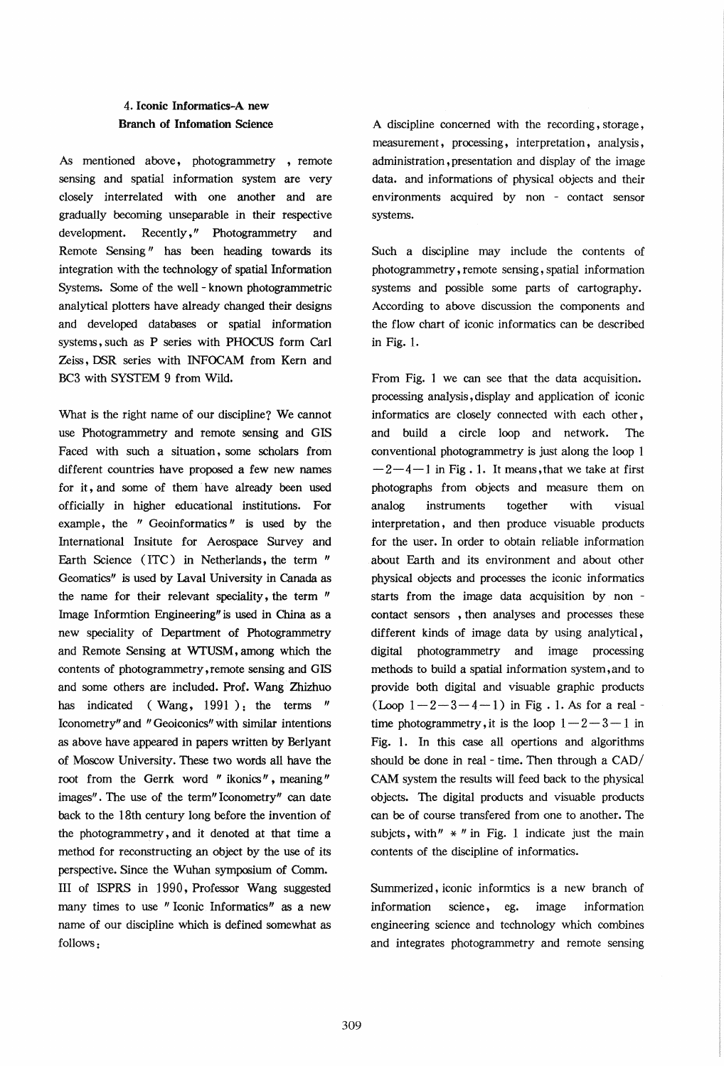### 4. Iconic Informatics-A new Branch of Infomation Science

As mentioned above, photogrammetry , remote sensing and spatial information system are very closely interrelated with one another and are gradually becoming unseparable in their respective development. Recently," Photogrammetry and Remote Sensing" has been heading towards its integration with the technology of spatial Information Systems. Some of the well - known photogrammetric analytical plotters have already changed their designs and developed databases or spatial information systems, such as P series with PHOCUS form Carl Zeiss, DSR series with INFOCAM from Kern and BC3 with SYSTEM 9 from Wild.

What is the right name of our discipline? We cannot use Photogrammetry and remote sensing and GIS Faced with such a situation, some scholars from different countries have proposed a few new names for it, and some of them have already been used officially in higher educational institutions. For example, the " Geoinformatics" is used by the International Insitute for Aerospace Survey and Earth Science (ITC) in Netherlands, the term " Geomatics" is used by Laval University in Canada as the name for their relevant speciality, the term " Image Informtion Engineering" is used in China as a new speciality of Department of Photogrammetry and Remote Sensing at WTUSM, among which the contents of photogrammetry, remote sensing and GIS and some others are included. Prof. Wang Zhizhuo has indicated ( Wang, 1991 ): the terms " Iconometry" and "Geoiconics" with similar intentions as above have appeared in papers written by Berlyant of Moscow University. These two words all have the root from the Gerrk word " ikonics", meaning" images". The use of the term" Iconometry" can date back to the 18th century long before the invention of the photogrammetry, and it denoted at that time a method for reconstructing an object by the use of its perspective. Since the Wuhan symposium of Comm. III of ISPRS in 1990, Professor Wang suggested many times to use " Iconic Informatics" as a new name of our discipline which is defined somewhat as follows:

A discipline concerned with the recording, storage, measurement, processing, interpretation, analysis, administration, presentation and display of the image data. and informations of physical objects and their environments acquired by non - contact sensor systems.

Such a discipline may include the contents of photogrammetry, remote sensing, spatial information systems and possible some parts of cartography. According to above discussion the components and the flow chart of iconic informatics can be described in Fig. 1.

From Fig. 1 we can see that the data acquisition. processing analysis, display and application of iconic informatics are closely connected with each other, and build a circle loop and network. The conventional photogrammetry is just along the loop 1—2—4—1 in Fig. 1. It means, that we take at first photographs from objects and measure them on analog instruments together with visual interpretation, and then produce visuable products for the user. In order to obtain reliable information about Earth and its environment and about other physical objects and processes the iconic informatics starts from the image data acquisition by non - contact sensors , then analyses and processes these different kinds of image data by using analytical, digital photogrammetry and image processing methods to build a spatial information system, and to provide both digital and visuable graphic products (Loop 1—2—3—4—1) in Fig. 1. As for a real - time photogrammetry, it is the loop 1—2—3—1 in Fig. 1. In this case all opertions and algorithms should be done in real - time. Then through a CAD/CAM system the results will feed back to the physical objects. The digital products and visuable products can be of course transfered from one to another. The subjcts, with" * " in Fig. 1 indicate just the main contents of the discipline of informatics.

Summerized, iconic informtics is a new branch of information science, eg. image information engineering science and technology which combines and integrates photogrammetry and remote sensing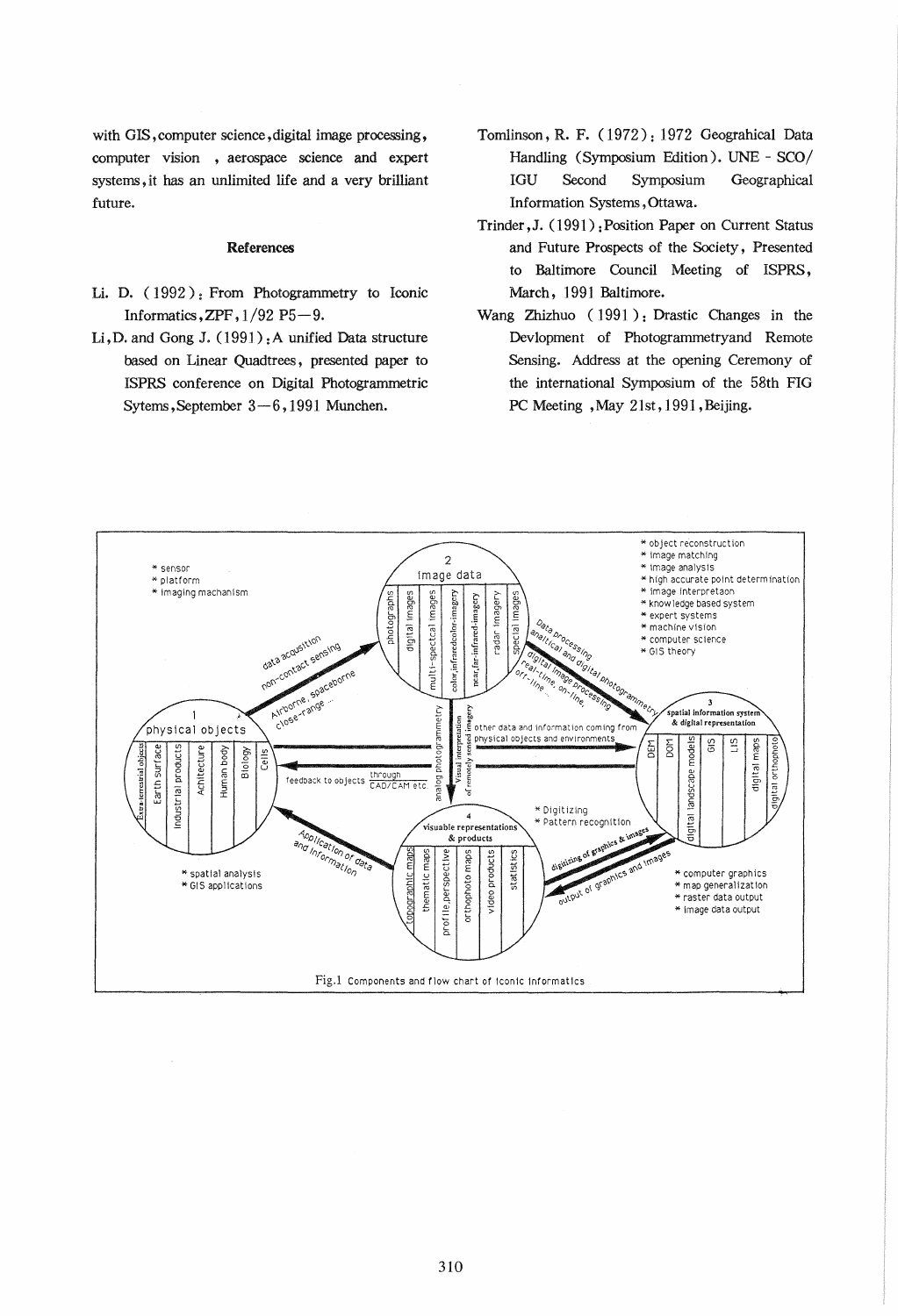with GIS, computer science, digital image processing, computer vision , aerospace science and expert systems, it has an unlimited life and a very brilliant future.

## References

Li. D. (1992): From Photogrammetry to Iconic Informatics, ZPF, 1/92 P5—9.

Li, D. and Gong J. (1991): A unified Data structure based on Linear Quadtrees, presented paper to ISPRS conference on Digital Photogrammetric Sytems, September 3—6, 1991 Munchen.

Tomlinson, R. F. (1972): 1972 Geograhical Data Handling (Symposium Edition). UNE - SCO/ IGU Second Symposium Geographical Information Systems, Ottawa.

Trinder, J. (1991): Position Paper on Current Status and Future Prospects of the Society, Presented to Baltimore Council Meeting of ISPRS, March, 1991 Baltimore.

Wang Zhizhuo (1991): Drastic Changes in the Devlopment of Photogrammetryand Remote Sensing. Address at the opening Ceremony of the international Symposium of the 58th FIG PC Meeting , May 21st, 1991, Beijing.

* sensor
* platform
* imaging machanism

2
image data
photographs
digital images
multi-spectral images
color,infrared,color-imagery
near,far-infrared-imagery
radar imagery
special images

* object reconstruction
* image matching
* image analysis
* high accurate point determination
* image interpretaon
* knowledge based system
* expert systems
* machine vision
* computer science
* GIS theory

data acqusition
non-contact sensing
Airborne, spaceborne
close-range ...

Data processing
analytical and digital photogrammetry
digital image processing
real-time, on-line,
off-line...

1
physical objects
Extra-terrestrial objects
Earth surface
Industrial products
Achitecture
Human body
Biology
Cells

analog photogrammetry
visual interpretation of remotely sensed imagery

other data and information coming from physical objects and environments

feedback to objects through CAD/CAM etc.

3
spatial information system & digital representation
DEM
DOM
digital landscape models
GIS
LIS
digital maps
digital orthophoto

Application of data and information

4
visuable representations & products
topographic maps
thematic maps
profile,perspective
orthophoto maps
video products
statistics

* Digitizing
* Pattern recognition

digitizing of graphics & images
output of graphics and images

* spatial analysis
* GIS applications

* computer graphics
* map generalization
* raster data output
* image data output

Fig.1 Components and flow chart of Iconic Informatics